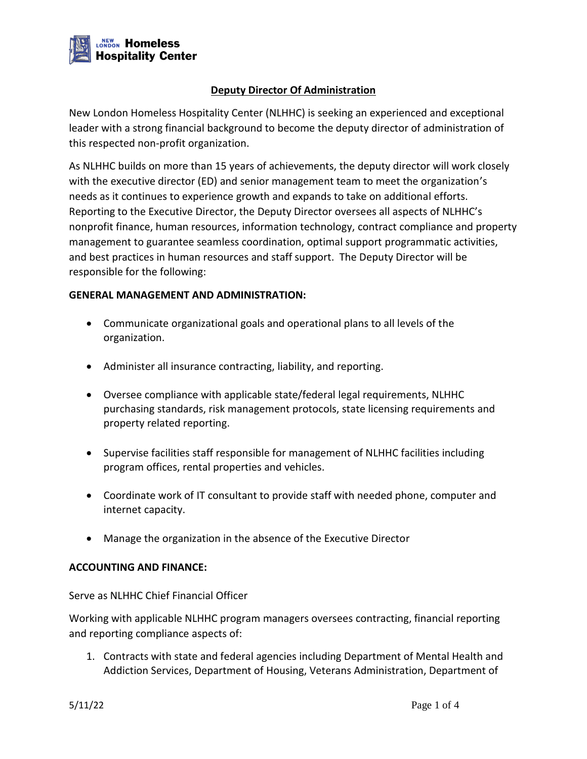**NEW LONDON Homeless Hospitality Center**

# Deputy Director Of Administration

New London Homeless Hospitality Center (NLHHC) is seeking an experienced and exceptional leader with a strong financial background to become the deputy director of administration of this respected non-profit organization.

As NLHHC builds on more than 15 years of achievements, the deputy director will work closely with the executive director (ED) and senior management team to meet the organization's needs as it continues to experience growth and expands to take on additional efforts. Reporting to the Executive Director, the Deputy Director oversees all aspects of NLHHC's nonprofit finance, human resources, information technology, contract compliance and property management to guarantee seamless coordination, optimal support programmatic activities, and best practices in human resources and staff support. The Deputy Director will be responsible for the following:

**GENERAL MANAGEMENT AND ADMINISTRATION:**

- Communicate organizational goals and operational plans to all levels of the organization.
- Administer all insurance contracting, liability, and reporting.
- Oversee compliance with applicable state/federal legal requirements, NLHHC purchasing standards, risk management protocols, state licensing requirements and property related reporting.
- Supervise facilities staff responsible for management of NLHHC facilities including program offices, rental properties and vehicles.
- Coordinate work of IT consultant to provide staff with needed phone, computer and internet capacity.
- Manage the organization in the absence of the Executive Director

**ACCOUNTING AND FINANCE:**

Serve as NLHHC Chief Financial Officer

Working with applicable NLHHC program managers oversees contracting, financial reporting and reporting compliance aspects of:

1. Contracts with state and federal agencies including Department of Mental Health and Addiction Services, Department of Housing, Veterans Administration, Department of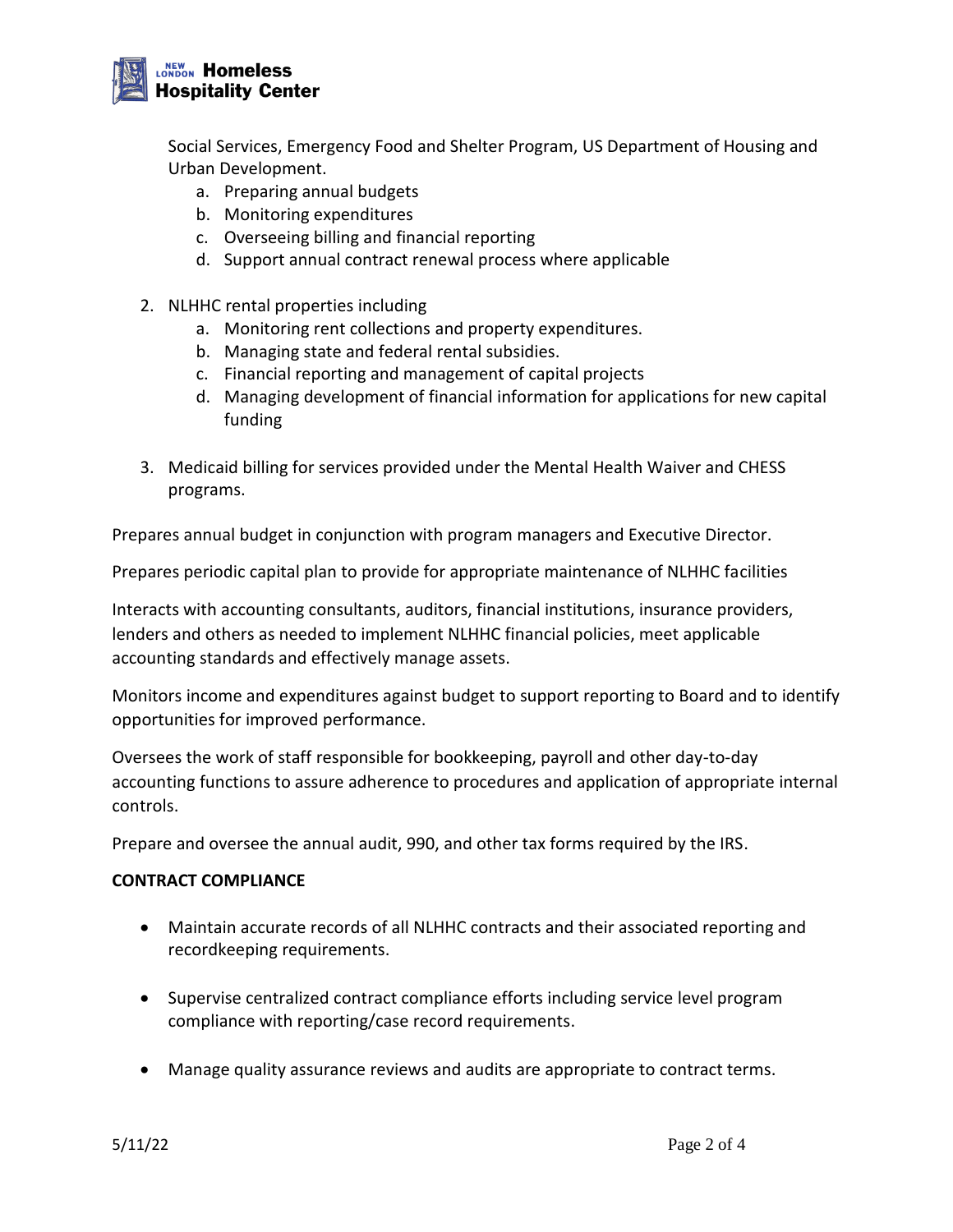Social Services, Emergency Food and Shelter Program, US Department of Housing and Urban Development.

   a. Preparing annual budgets
   b. Monitoring expenditures
   c. Overseeing billing and financial reporting
   d. Support annual contract renewal process where applicable

2. NLHHC rental properties including
   a. Monitoring rent collections and property expenditures.
   b. Managing state and federal rental subsidies.
   c. Financial reporting and management of capital projects
   d. Managing development of financial information for applications for new capital funding

3. Medicaid billing for services provided under the Mental Health Waiver and CHESS programs.

Prepares annual budget in conjunction with program managers and Executive Director.

Prepares periodic capital plan to provide for appropriate maintenance of NLHHC facilities

Interacts with accounting consultants, auditors, financial institutions, insurance providers, lenders and others as needed to implement NLHHC financial policies, meet applicable accounting standards and effectively manage assets.

Monitors income and expenditures against budget to support reporting to Board and to identify opportunities for improved performance.

Oversees the work of staff responsible for bookkeeping, payroll and other day-to-day accounting functions to assure adherence to procedures and application of appropriate internal controls.

Prepare and oversee the annual audit, 990, and other tax forms required by the IRS.

**CONTRACT COMPLIANCE**

- Maintain accurate records of all NLHHC contracts and their associated reporting and recordkeeping requirements.

- Supervise centralized contract compliance efforts including service level program compliance with reporting/case record requirements.

- Manage quality assurance reviews and audits are appropriate to contract terms.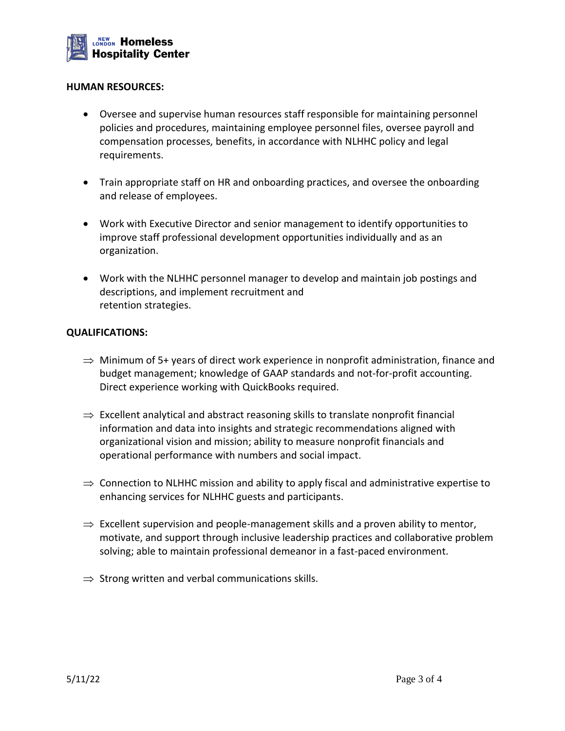**HUMAN RESOURCES:**

- Oversee and supervise human resources staff responsible for maintaining personnel policies and procedures, maintaining employee personnel files, oversee payroll and compensation processes, benefits, in accordance with NLHHC policy and legal requirements.

- Train appropriate staff on HR and onboarding practices, and oversee the onboarding and release of employees.

- Work with Executive Director and senior management to identify opportunities to improve staff professional development opportunities individually and as an organization.

- Work with the NLHHC personnel manager to develop and maintain job postings and descriptions, and implement recruitment and retention strategies.

**QUALIFICATIONS:**

⇒ Minimum of 5+ years of direct work experience in nonprofit administration, finance and budget management; knowledge of GAAP standards and not-for-profit accounting. Direct experience working with QuickBooks required.

⇒ Excellent analytical and abstract reasoning skills to translate nonprofit financial information and data into insights and strategic recommendations aligned with organizational vision and mission; ability to measure nonprofit financials and operational performance with numbers and social impact.

⇒ Connection to NLHHC mission and ability to apply fiscal and administrative expertise to enhancing services for NLHHC guests and participants.

⇒ Excellent supervision and people-management skills and a proven ability to mentor, motivate, and support through inclusive leadership practices and collaborative problem solving; able to maintain professional demeanor in a fast-paced environment.

⇒ Strong written and verbal communications skills.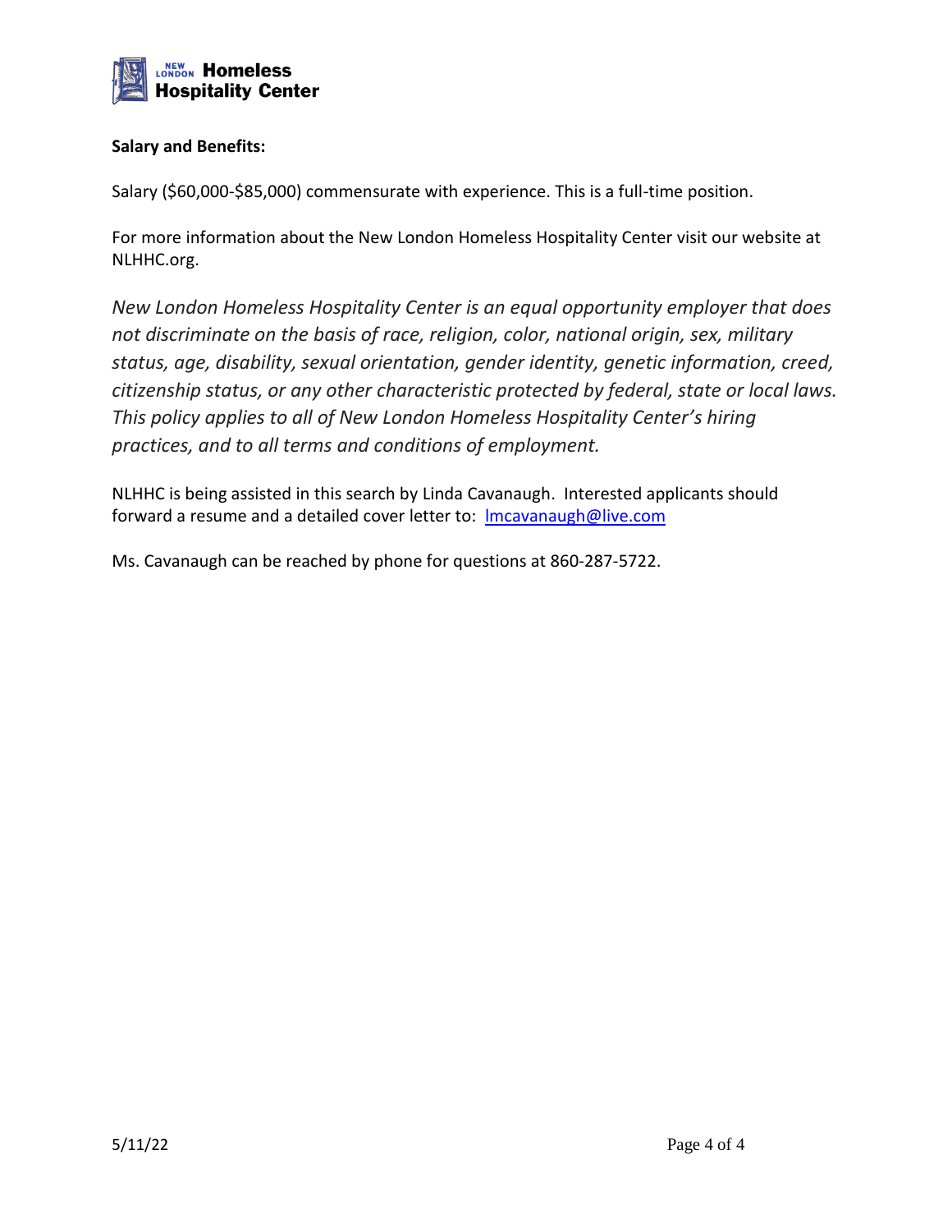**Salary and Benefits:**

Salary ($60,000-$85,000) commensurate with experience. This is a full-time position.

For more information about the New London Homeless Hospitality Center visit our website at NLHHC.org.

*New London Homeless Hospitality Center is an equal opportunity employer that does not discriminate on the basis of race, religion, color, national origin, sex, military status, age, disability, sexual orientation, gender identity, genetic information, creed, citizenship status, or any other characteristic protected by federal, state or local laws. This policy applies to all of New London Homeless Hospitality Center's hiring practices, and to all terms and conditions of employment.*

NLHHC is being assisted in this search by Linda Cavanaugh. Interested applicants should forward a resume and a detailed cover letter to: lmcavanaugh@live.com

Ms. Cavanaugh can be reached by phone for questions at 860-287-5722.

5/11/22